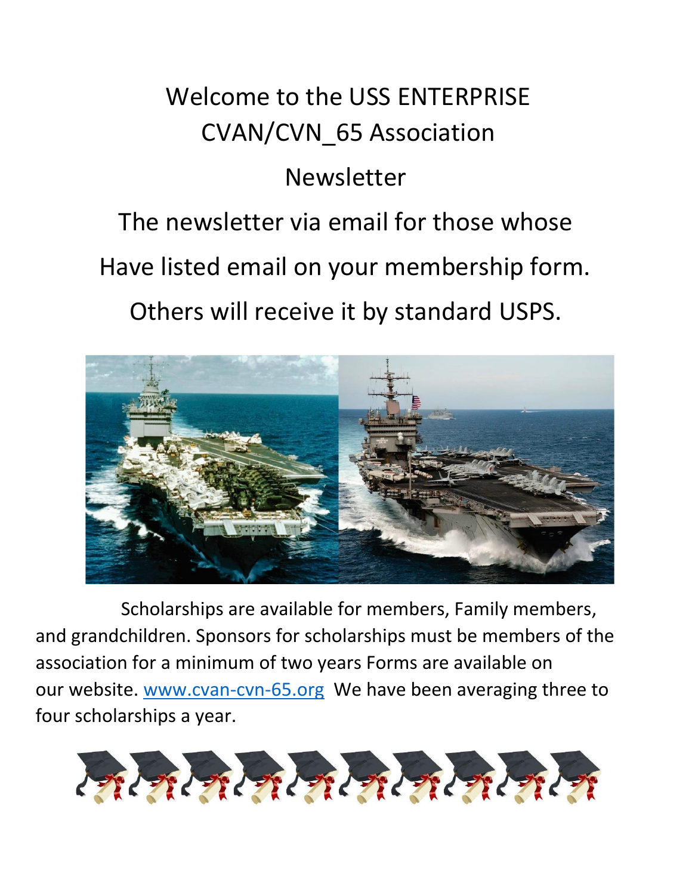# Welcome to the USS ENTERPRISE CVAN/CVN_65 Association

## Newsletter

The newsletter via email for those whose

Have listed email on your membership form.

Others will receive it by standard USPS.

Scholarships are available for members, Family members, and grandchildren. Sponsors for scholarships must be members of the association for a minimum of two years Forms are available on our website. [www.cvan-cvn-65.org](http://www.cvan-cvn-65.org) We have been averaging three to four scholarships a year.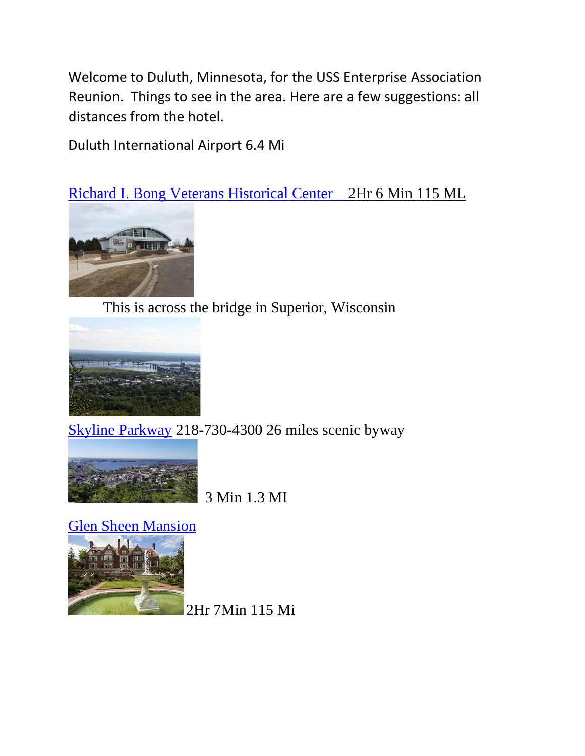Welcome to Duluth, Minnesota, for the USS Enterprise Association Reunion. Things to see in the area. Here are a few suggestions: all distances from the hotel.

Duluth International Airport 6.4 Mi

Richard I. Bong Veterans Historical Center 2Hr 6 Min 115 ML

This is across the bridge in Superior, Wisconsin

Skyline Parkway 218-730-4300 26 miles scenic byway

3 Min 1.3 MI

Glen Sheen Mansion

2Hr 7Min 115 Mi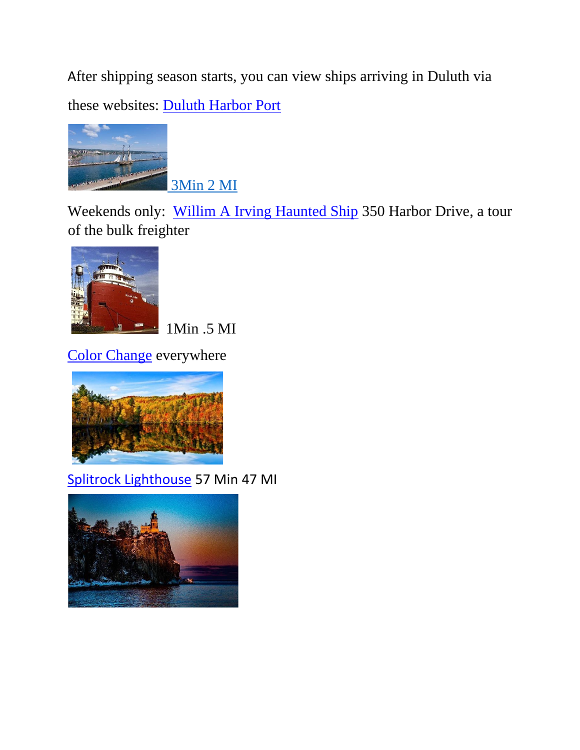After shipping season starts, you can view ships arriving in Duluth via these websites: Duluth Harbor Port

3Min 2 MI

Weekends only: Willim A Irving Haunted Ship 350 Harbor Drive, a tour of the bulk freighter

1Min .5 MI

Color Change everywhere

Splitrock Lighthouse 57 Min 47 MI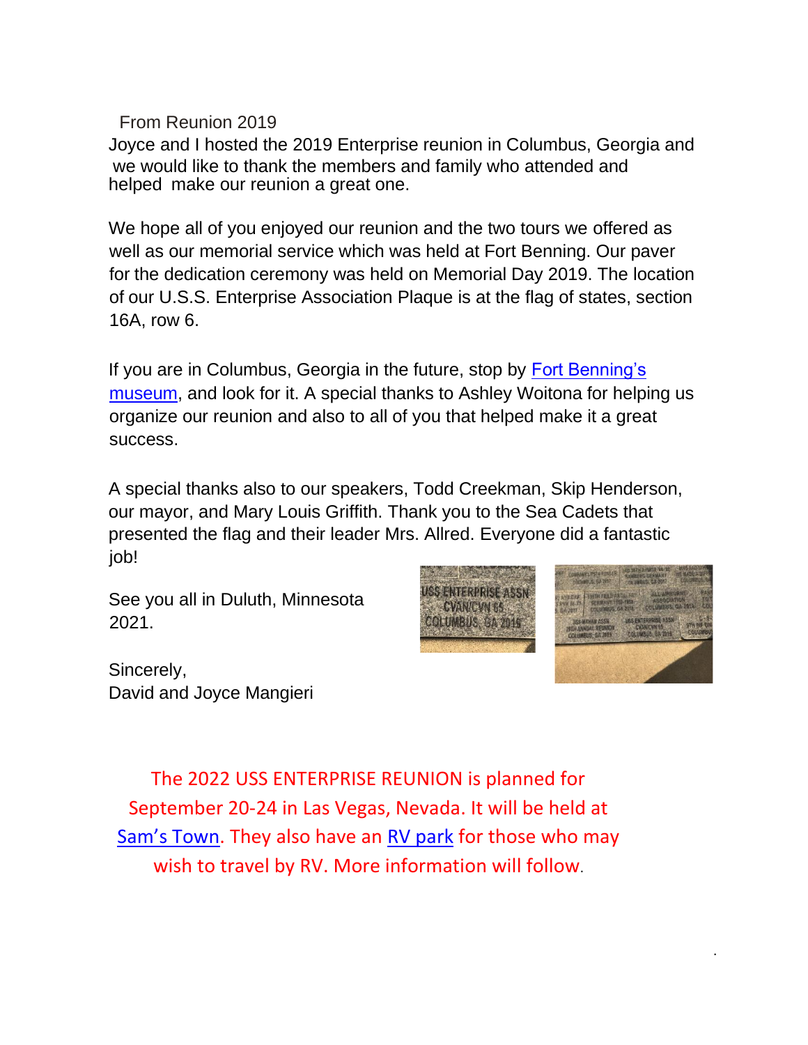From Reunion 2019

Joyce and I hosted the 2019 Enterprise reunion in Columbus, Georgia and we would like to thank the members and family who attended and helped make our reunion a great one.

We hope all of you enjoyed our reunion and the two tours we offered as well as our memorial service which was held at Fort Benning. Our paver for the dedication ceremony was held on Memorial Day 2019. The location of our U.S.S. Enterprise Association Plaque is at the flag of states, section 16A, row 6.

If you are in Columbus, Georgia in the future, stop by Fort Benning's museum, and look for it. A special thanks to Ashley Woitona for helping us organize our reunion and also to all of you that helped make it a great success.

A special thanks also to our speakers, Todd Creekman, Skip Henderson, our mayor, and Mary Louis Griffith. Thank you to the Sea Cadets that presented the flag and their leader Mrs. Allred. Everyone did a fantastic job!

See you all in Duluth, Minnesota 2021.

Sincerely,
David and Joyce Mangieri

The 2022 USS ENTERPRISE REUNION is planned for September 20-24 in Las Vegas, Nevada. It will be held at Sam's Town. They also have an RV park for those who may wish to travel by RV. More information will follow.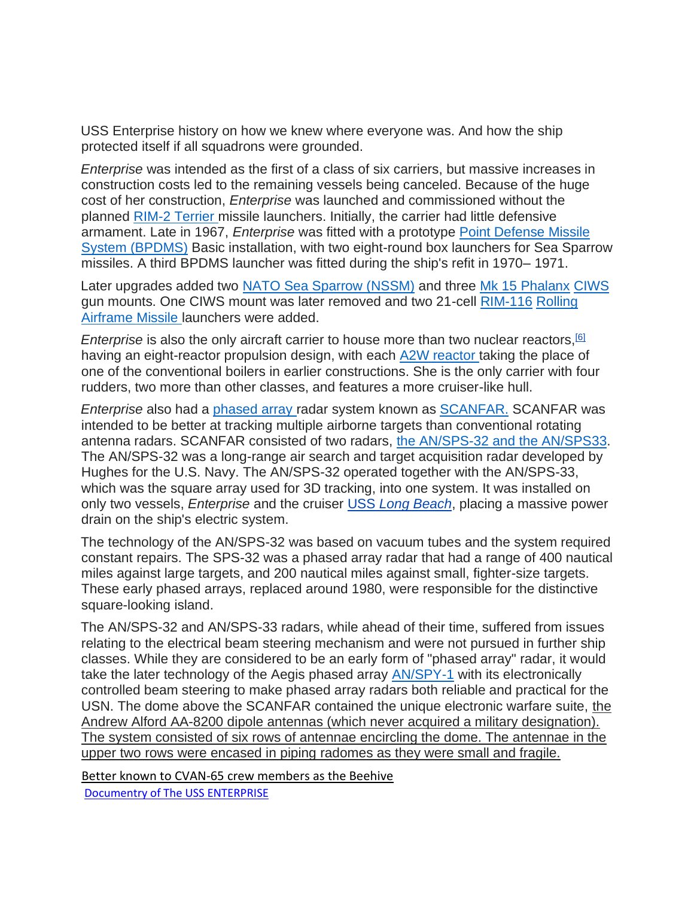USS Enterprise history on how we knew where everyone was. And how the ship protected itself if all squadrons were grounded.

*Enterprise* was intended as the first of a class of six carriers, but massive increases in construction costs led to the remaining vessels being canceled. Because of the huge cost of her construction, *Enterprise* was launched and commissioned without the planned RIM-2 Terrier missile launchers. Initially, the carrier had little defensive armament. Late in 1967, *Enterprise* was fitted with a prototype Point Defense Missile System (BPDMS) Basic installation, with two eight-round box launchers for Sea Sparrow missiles. A third BPDMS launcher was fitted during the ship's refit in 1970– 1971.

Later upgrades added two NATO Sea Sparrow (NSSM) and three Mk 15 Phalanx CIWS gun mounts. One CIWS mount was later removed and two 21-cell RIM-116 Rolling Airframe Missile launchers were added.

*Enterprise* is also the only aircraft carrier to house more than two nuclear reactors,[6] having an eight-reactor propulsion design, with each A2W reactor taking the place of one of the conventional boilers in earlier constructions. She is the only carrier with four rudders, two more than other classes, and features a more cruiser-like hull.

*Enterprise* also had a phased array radar system known as SCANFAR. SCANFAR was intended to be better at tracking multiple airborne targets than conventional rotating antenna radars. SCANFAR consisted of two radars, the AN/SPS-32 and the AN/SPS33. The AN/SPS-32 was a long-range air search and target acquisition radar developed by Hughes for the U.S. Navy. The AN/SPS-32 operated together with the AN/SPS-33, which was the square array used for 3D tracking, into one system. It was installed on only two vessels, *Enterprise* and the cruiser USS *Long Beach*, placing a massive power drain on the ship's electric system.

The technology of the AN/SPS-32 was based on vacuum tubes and the system required constant repairs. The SPS-32 was a phased array radar that had a range of 400 nautical miles against large targets, and 200 nautical miles against small, fighter-size targets. These early phased arrays, replaced around 1980, were responsible for the distinctive square-looking island.

The AN/SPS-32 and AN/SPS-33 radars, while ahead of their time, suffered from issues relating to the electrical beam steering mechanism and were not pursued in further ship classes. While they are considered to be an early form of "phased array" radar, it would take the later technology of the Aegis phased array AN/SPY-1 with its electronically controlled beam steering to make phased array radars both reliable and practical for the USN. The dome above the SCANFAR contained the unique electronic warfare suite, the Andrew Alford AA-8200 dipole antennas (which never acquired a military designation). The system consisted of six rows of antennae encircling the dome. The antennae in the upper two rows were encased in piping radomes as they were small and fragile.

Better known to CVAN-65 crew members as the Beehive

Documentry of The USS ENTERPRISE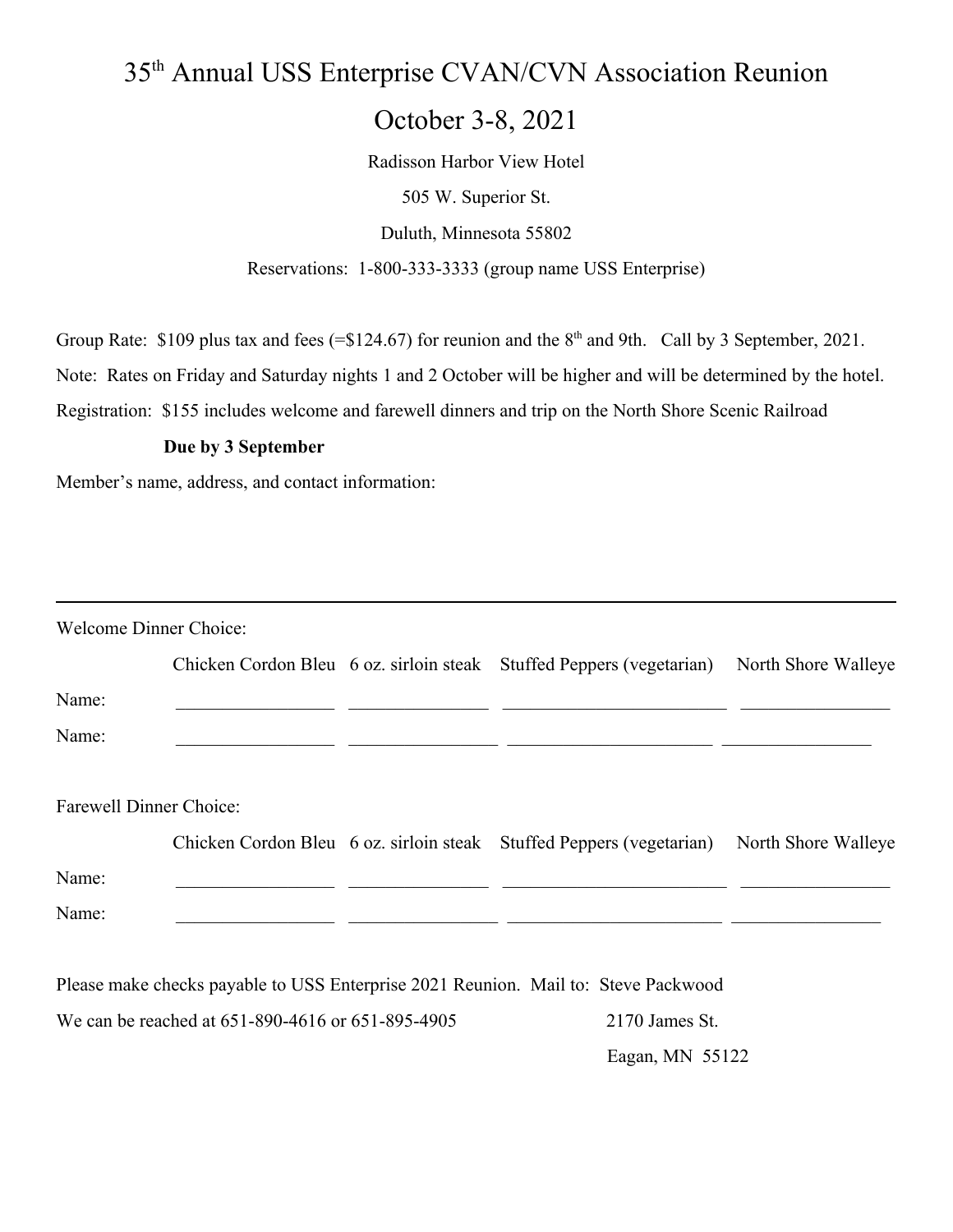# 35th Annual USS Enterprise CVAN/CVN Association Reunion

# October 3-8, 2021

Radisson Harbor View Hotel

505 W. Superior St.

Duluth, Minnesota 55802

Reservations: 1-800-333-3333 (group name USS Enterprise)

Group Rate: $109 plus tax and fees (=$124.67) for reunion and the 8th and 9th. Call by 3 September, 2021.

Note: Rates on Friday and Saturday nights 1 and 2 October will be higher and will be determined by the hotel.

Registration: $155 includes welcome and farewell dinners and trip on the North Shore Scenic Railroad

**Due by 3 September**

Member's name, address, and contact information:

---

Welcome Dinner Choice:

| | Chicken Cordon Bleu | 6 oz. sirloin steak | Stuffed Peppers (vegetarian) | North Shore Walleye |
|---|---|---|---|---|
| Name: | | | | |
| Name: | | | | |

Farewell Dinner Choice:

| | Chicken Cordon Bleu | 6 oz. sirloin steak | Stuffed Peppers (vegetarian) | North Shore Walleye |
|---|---|---|---|---|
| Name: | | | | |
| Name: | | | | |

Please make checks payable to USS Enterprise 2021 Reunion. Mail to: Steve Packwood  
2170 James St.  
Eagan, MN 55122

We can be reached at 651-890-4616 or 651-895-4905